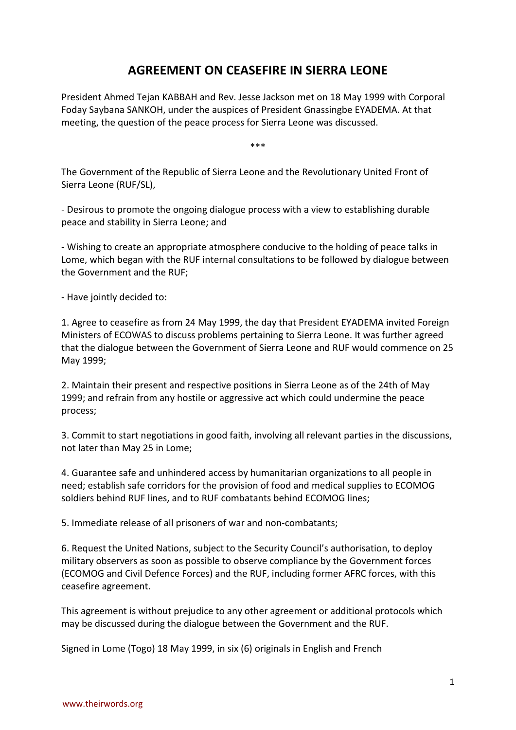# AGREEMENT ON CEASEFIRE IN SIERRA LEONE

President Ahmed Tejan KABBAH and Rev. Jesse Jackson met on 18 May 1999 with Corporal Foday Saybana SANKOH, under the auspices of President Gnassingbe EYADEMA. At that meeting, the question of the peace process for Sierra Leone was discussed.

\*\*\*

The Government of the Republic of Sierra Leone and the Revolutionary United Front of Sierra Leone (RUF/SL),

- Desirous to promote the ongoing dialogue process with a view to establishing durable peace and stability in Sierra Leone; and

- Wishing to create an appropriate atmosphere conducive to the holding of peace talks in Lome, which began with the RUF internal consultations to be followed by dialogue between the Government and the RUF;

- Have jointly decided to:

1. Agree to ceasefire as from 24 May 1999, the day that President EYADEMA invited Foreign Ministers of ECOWAS to discuss problems pertaining to Sierra Leone. It was further agreed that the dialogue between the Government of Sierra Leone and RUF would commence on 25 May 1999;

2. Maintain their present and respective positions in Sierra Leone as of the 24th of May 1999; and refrain from any hostile or aggressive act which could undermine the peace process;

3. Commit to start negotiations in good faith, involving all relevant parties in the discussions, not later than May 25 in Lome;

4. Guarantee safe and unhindered access by humanitarian organizations to all people in need; establish safe corridors for the provision of food and medical supplies to ECOMOG soldiers behind RUF lines, and to RUF combatants behind ECOMOG lines;

5. Immediate release of all prisoners of war and non-combatants;

6. Request the United Nations, subject to the Security Council's authorisation, to deploy military observers as soon as possible to observe compliance by the Government forces (ECOMOG and Civil Defence Forces) and the RUF, including former AFRC forces, with this ceasefire agreement.

This agreement is without prejudice to any other agreement or additional protocols which may be discussed during the dialogue between the Government and the RUF.

Signed in Lome (Togo) 18 May 1999, in six (6) originals in English and French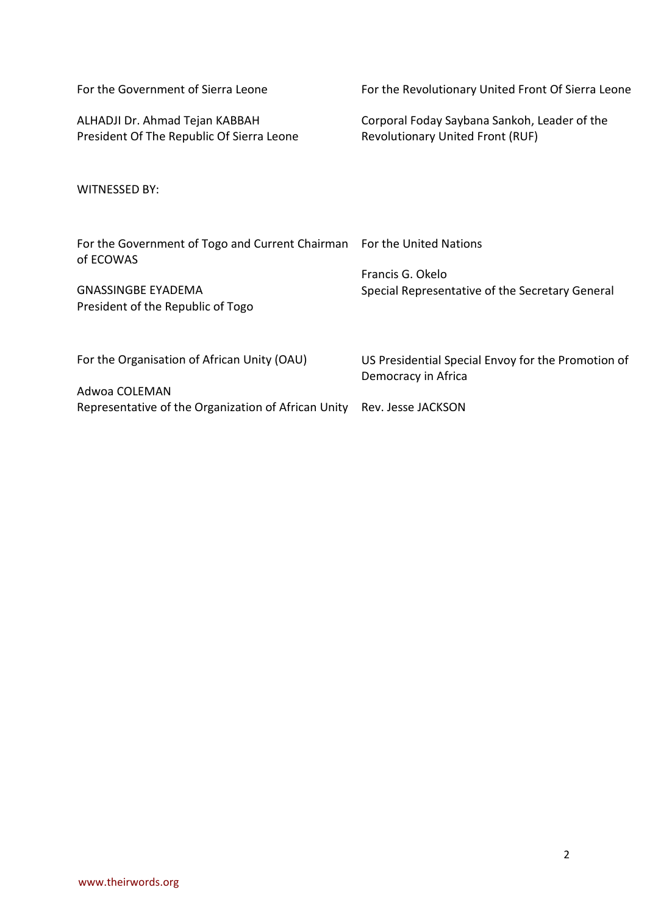For the Government of Sierra Leone

ALHADJI Dr. Ahmad Tejan KABBAH
President Of The Republic Of Sierra Leone

For the Revolutionary United Front Of Sierra Leone

Corporal Foday Saybana Sankoh, Leader of the Revolutionary United Front (RUF)

WITNESSED BY:

For the Government of Togo and Current Chairman of ECOWAS

GNASSINGBE EYADEMA
President of the Republic of Togo

For the United Nations

Francis G. Okelo
Special Representative of the Secretary General

For the Organisation of African Unity (OAU)

Adwoa COLEMAN
Representative of the Organization of African Unity

US Presidential Special Envoy for the Promotion of Democracy in Africa

Rev. Jesse JACKSON

www.theirwords.org